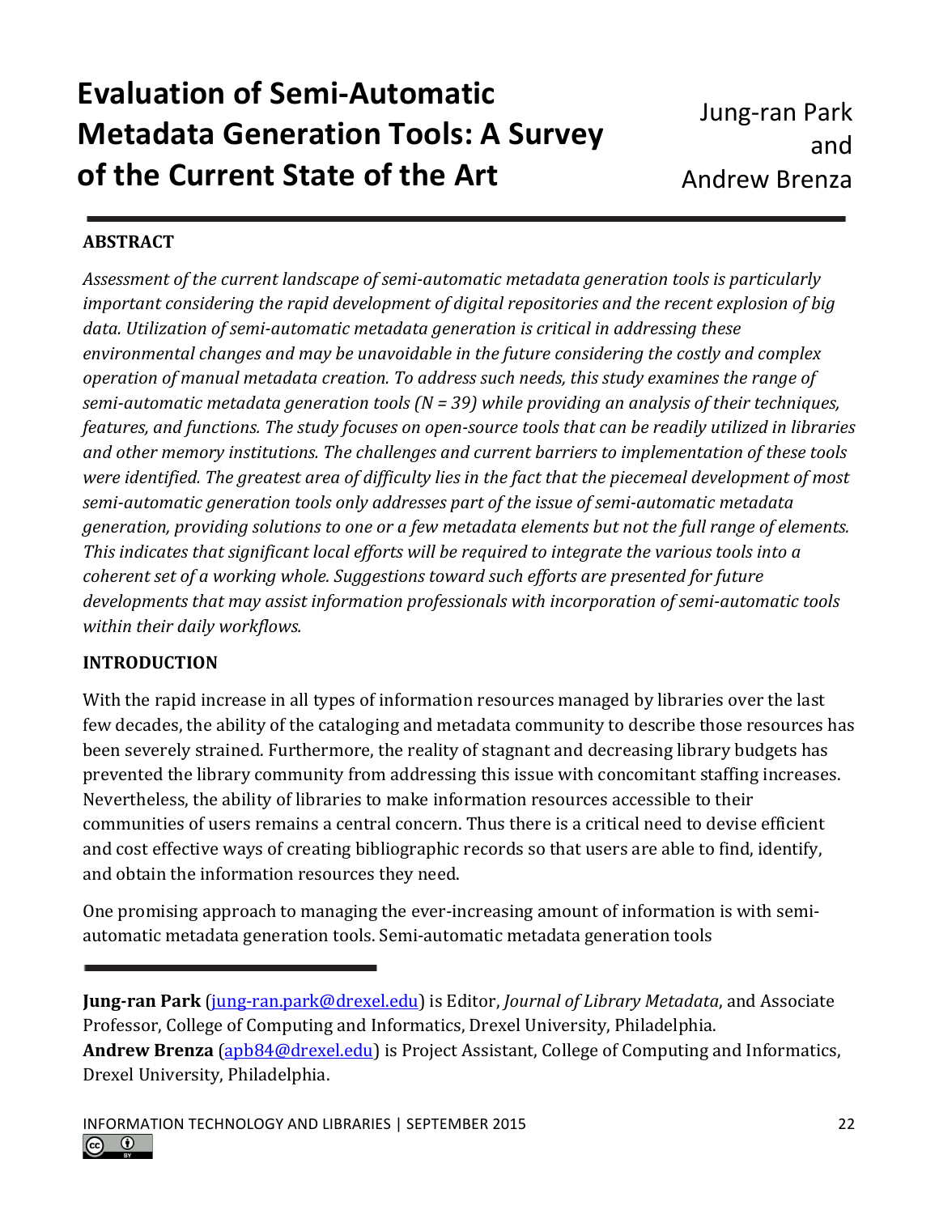# Evaluation of Semi-Automatic Metadata Generation Tools: A Survey of the Current State of the Art

Jung-ran Park and Andrew Brenza

## ABSTRACT

*Assessment of the current landscape of semi-automatic metadata generation tools is particularly important considering the rapid development of digital repositories and the recent explosion of big data. Utilization of semi-automatic metadata generation is critical in addressing these environmental changes and may be unavoidable in the future considering the costly and complex operation of manual metadata creation. To address such needs, this study examines the range of semi-automatic metadata generation tools (N = 39) while providing an analysis of their techniques, features, and functions. The study focuses on open-source tools that can be readily utilized in libraries and other memory institutions. The challenges and current barriers to implementation of these tools were identified. The greatest area of difficulty lies in the fact that the piecemeal development of most semi-automatic generation tools only addresses part of the issue of semi-automatic metadata generation, providing solutions to one or a few metadata elements but not the full range of elements. This indicates that significant local efforts will be required to integrate the various tools into a coherent set of a working whole. Suggestions toward such efforts are presented for future developments that may assist information professionals with incorporation of semi-automatic tools within their daily workflows.*

## INTRODUCTION

With the rapid increase in all types of information resources managed by libraries over the last few decades, the ability of the cataloging and metadata community to describe those resources has been severely strained. Furthermore, the reality of stagnant and decreasing library budgets has prevented the library community from addressing this issue with concomitant staffing increases. Nevertheless, the ability of libraries to make information resources accessible to their communities of users remains a central concern. Thus there is a critical need to devise efficient and cost effective ways of creating bibliographic records so that users are able to find, identify, and obtain the information resources they need.

One promising approach to managing the ever-increasing amount of information is with semi-automatic metadata generation tools. Semi-automatic metadata generation tools

---

**Jung-ran Park** (jung-ran.park@drexel.edu) is Editor, *Journal of Library Metadata*, and Associate Professor, College of Computing and Informatics, Drexel University, Philadelphia.
**Andrew Brenza** (apb84@drexel.edu) is Project Assistant, College of Computing and Informatics, Drexel University, Philadelphia.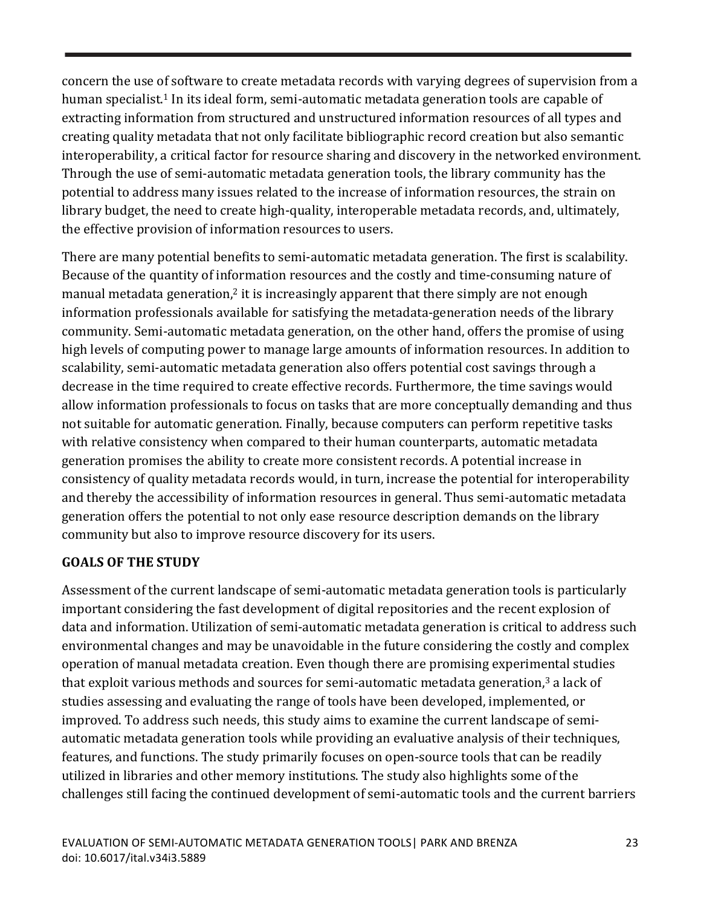concern the use of software to create metadata records with varying degrees of supervision from a human specialist.[1] In its ideal form, semi-automatic metadata generation tools are capable of extracting information from structured and unstructured information resources of all types and creating quality metadata that not only facilitate bibliographic record creation but also semantic interoperability, a critical factor for resource sharing and discovery in the networked environment. Through the use of semi-automatic metadata generation tools, the library community has the potential to address many issues related to the increase of information resources, the strain on library budget, the need to create high-quality, interoperable metadata records, and, ultimately, the effective provision of information resources to users.

There are many potential benefits to semi-automatic metadata generation. The first is scalability. Because of the quantity of information resources and the costly and time-consuming nature of manual metadata generation,[2] it is increasingly apparent that there simply are not enough information professionals available for satisfying the metadata-generation needs of the library community. Semi-automatic metadata generation, on the other hand, offers the promise of using high levels of computing power to manage large amounts of information resources. In addition to scalability, semi-automatic metadata generation also offers potential cost savings through a decrease in the time required to create effective records. Furthermore, the time savings would allow information professionals to focus on tasks that are more conceptually demanding and thus not suitable for automatic generation. Finally, because computers can perform repetitive tasks with relative consistency when compared to their human counterparts, automatic metadata generation promises the ability to create more consistent records. A potential increase in consistency of quality metadata records would, in turn, increase the potential for interoperability and thereby the accessibility of information resources in general. Thus semi-automatic metadata generation offers the potential to not only ease resource description demands on the library community but also to improve resource discovery for its users.

## GOALS OF THE STUDY

Assessment of the current landscape of semi-automatic metadata generation tools is particularly important considering the fast development of digital repositories and the recent explosion of data and information. Utilization of semi-automatic metadata generation is critical to address such environmental changes and may be unavoidable in the future considering the costly and complex operation of manual metadata creation. Even though there are promising experimental studies that exploit various methods and sources for semi-automatic metadata generation,[3] a lack of studies assessing and evaluating the range of tools have been developed, implemented, or improved. To address such needs, this study aims to examine the current landscape of semi-automatic metadata generation tools while providing an evaluative analysis of their techniques, features, and functions. The study primarily focuses on open-source tools that can be readily utilized in libraries and other memory institutions. The study also highlights some of the challenges still facing the continued development of semi-automatic tools and the current barriers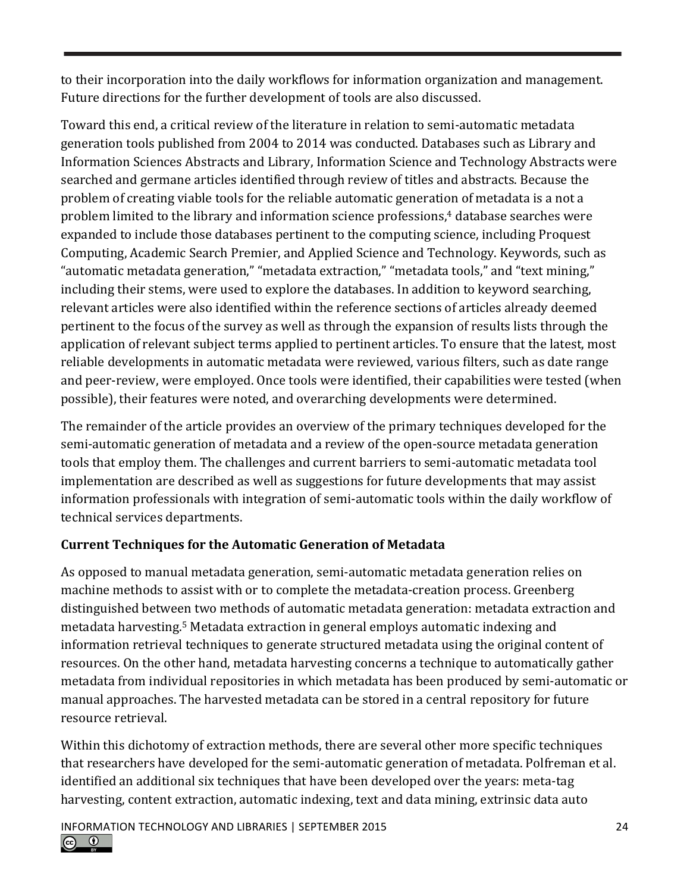to their incorporation into the daily workflows for information organization and management. Future directions for the further development of tools are also discussed.

Toward this end, a critical review of the literature in relation to semi-automatic metadata generation tools published from 2004 to 2014 was conducted. Databases such as Library and Information Sciences Abstracts and Library, Information Science and Technology Abstracts were searched and germane articles identified through review of titles and abstracts. Because the problem of creating viable tools for the reliable automatic generation of metadata is a not a problem limited to the library and information science professions,[4] database searches were expanded to include those databases pertinent to the computing science, including Proquest Computing, Academic Search Premier, and Applied Science and Technology. Keywords, such as "automatic metadata generation," "metadata extraction," "metadata tools," and "text mining," including their stems, were used to explore the databases. In addition to keyword searching, relevant articles were also identified within the reference sections of articles already deemed pertinent to the focus of the survey as well as through the expansion of results lists through the application of relevant subject terms applied to pertinent articles. To ensure that the latest, most reliable developments in automatic metadata were reviewed, various filters, such as date range and peer-review, were employed. Once tools were identified, their capabilities were tested (when possible), their features were noted, and overarching developments were determined.

The remainder of the article provides an overview of the primary techniques developed for the semi-automatic generation of metadata and a review of the open-source metadata generation tools that employ them. The challenges and current barriers to semi-automatic metadata tool implementation are described as well as suggestions for future developments that may assist information professionals with integration of semi-automatic tools within the daily workflow of technical services departments.

## Current Techniques for the Automatic Generation of Metadata

As opposed to manual metadata generation, semi-automatic metadata generation relies on machine methods to assist with or to complete the metadata-creation process. Greenberg distinguished between two methods of automatic metadata generation: metadata extraction and metadata harvesting.[5] Metadata extraction in general employs automatic indexing and information retrieval techniques to generate structured metadata using the original content of resources. On the other hand, metadata harvesting concerns a technique to automatically gather metadata from individual repositories in which metadata has been produced by semi-automatic or manual approaches. The harvested metadata can be stored in a central repository for future resource retrieval.

Within this dichotomy of extraction methods, there are several other more specific techniques that researchers have developed for the semi-automatic generation of metadata. Polfreman et al. identified an additional six techniques that have been developed over the years: meta-tag harvesting, content extraction, automatic indexing, text and data mining, extrinsic data auto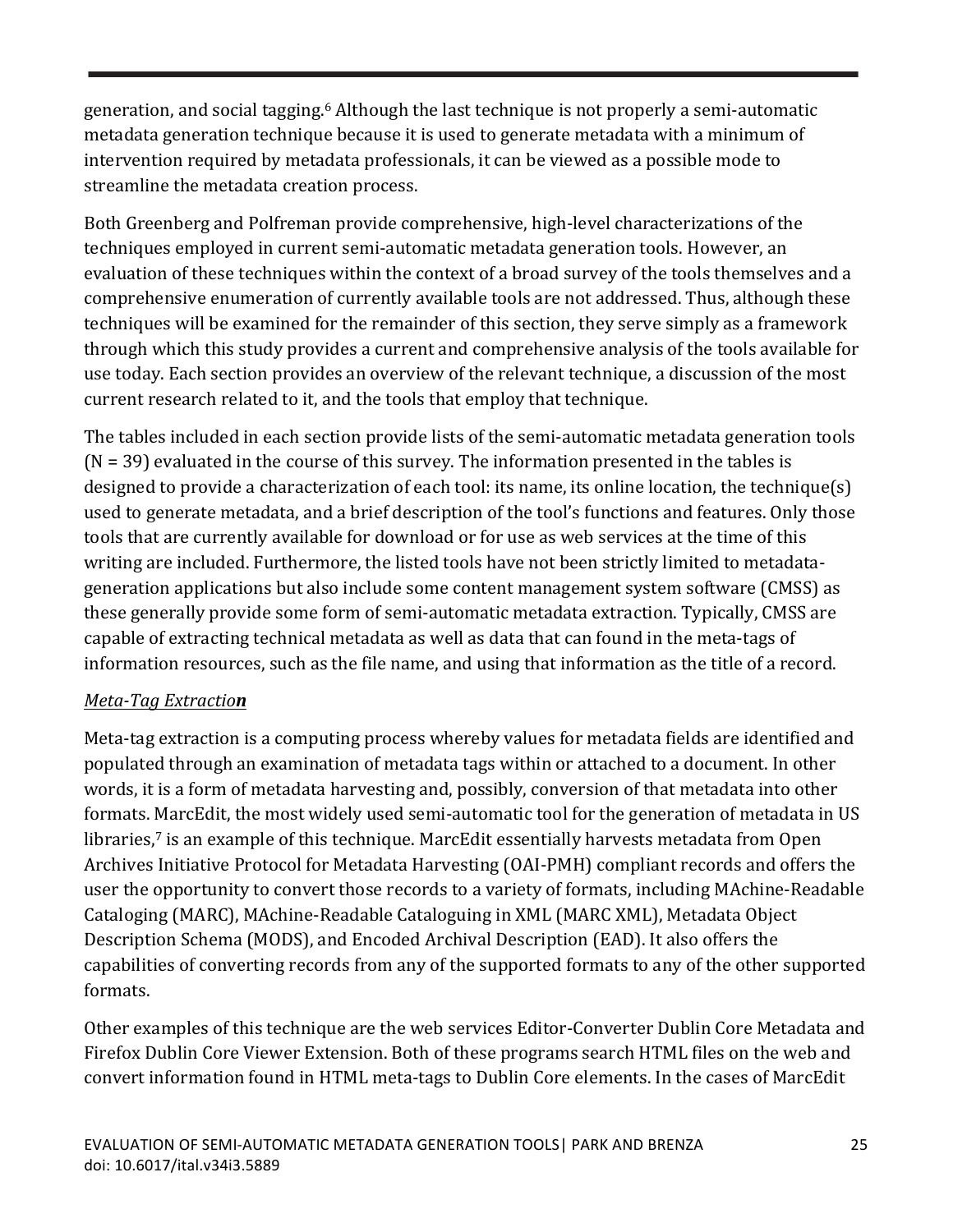generation, and social tagging.[6] Although the last technique is not properly a semi-automatic metadata generation technique because it is used to generate metadata with a minimum of intervention required by metadata professionals, it can be viewed as a possible mode to streamline the metadata creation process.

Both Greenberg and Polfreman provide comprehensive, high-level characterizations of the techniques employed in current semi-automatic metadata generation tools. However, an evaluation of these techniques within the context of a broad survey of the tools themselves and a comprehensive enumeration of currently available tools are not addressed. Thus, although these techniques will be examined for the remainder of this section, they serve simply as a framework through which this study provides a current and comprehensive analysis of the tools available for use today. Each section provides an overview of the relevant technique, a discussion of the most current research related to it, and the tools that employ that technique.

The tables included in each section provide lists of the semi-automatic metadata generation tools (N = 39) evaluated in the course of this survey. The information presented in the tables is designed to provide a characterization of each tool: its name, its online location, the technique(s) used to generate metadata, and a brief description of the tool's functions and features. Only those tools that are currently available for download or for use as web services at the time of this writing are included. Furthermore, the listed tools have not been strictly limited to metadata-generation applications but also include some content management system software (CMSS) as these generally provide some form of semi-automatic metadata extraction. Typically, CMSS are capable of extracting technical metadata as well as data that can found in the meta-tags of information resources, such as the file name, and using that information as the title of a record.

### *Meta-Tag Extraction*

Meta-tag extraction is a computing process whereby values for metadata fields are identified and populated through an examination of metadata tags within or attached to a document. In other words, it is a form of metadata harvesting and, possibly, conversion of that metadata into other formats. MarcEdit, the most widely used semi-automatic tool for the generation of metadata in US libraries,[7] is an example of this technique. MarcEdit essentially harvests metadata from Open Archives Initiative Protocol for Metadata Harvesting (OAI-PMH) compliant records and offers the user the opportunity to convert those records to a variety of formats, including MAchine-Readable Cataloging (MARC), MAchine-Readable Cataloguing in XML (MARC XML), Metadata Object Description Schema (MODS), and Encoded Archival Description (EAD). It also offers the capabilities of converting records from any of the supported formats to any of the other supported formats.

Other examples of this technique are the web services Editor-Converter Dublin Core Metadata and Firefox Dublin Core Viewer Extension. Both of these programs search HTML files on the web and convert information found in HTML meta-tags to Dublin Core elements. In the cases of MarcEdit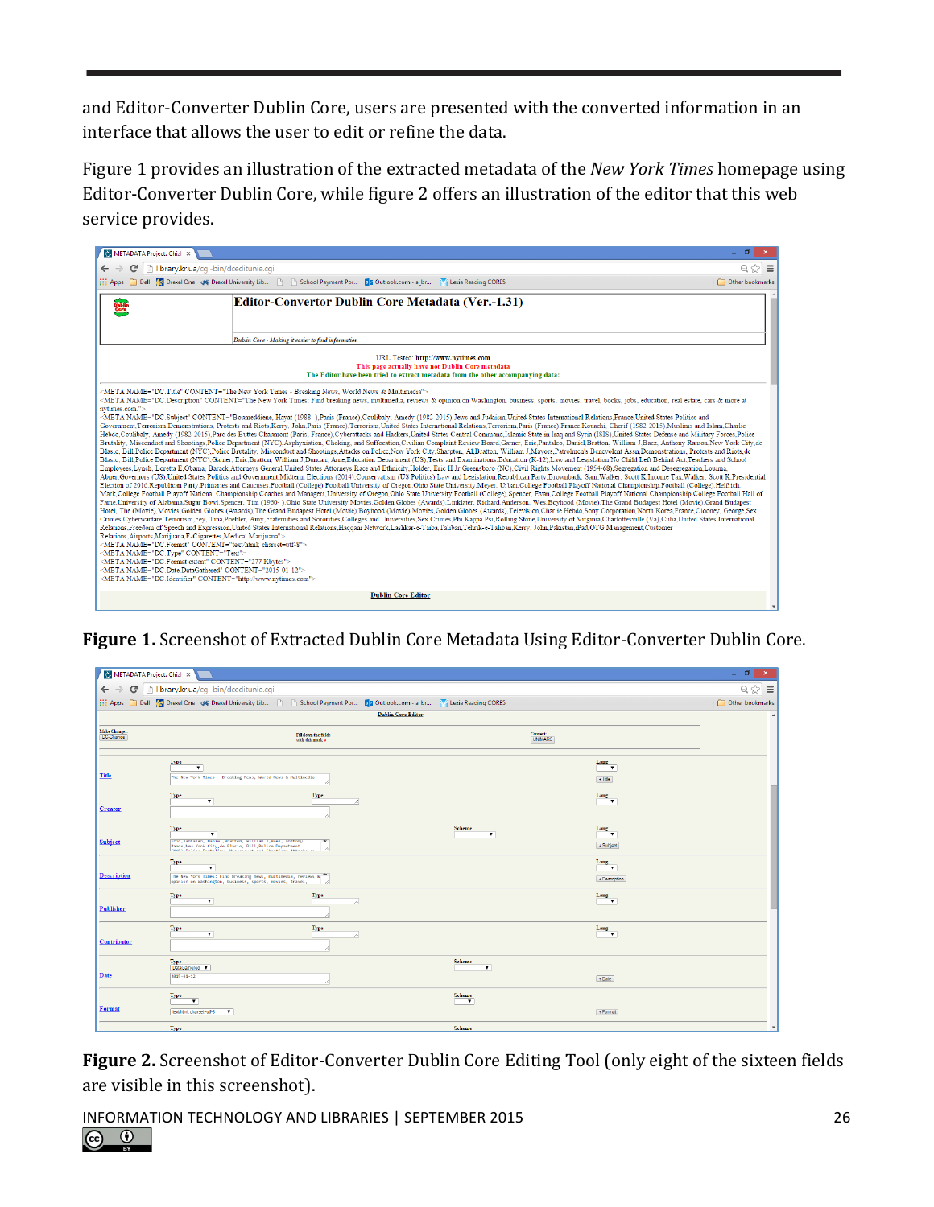and Editor-Converter Dublin Core, users are presented with the converted information in an interface that allows the user to edit or refine the data.

Figure 1 provides an illustration of the extracted metadata of the *New York Times* homepage using Editor-Converter Dublin Core, while figure 2 offers an illustration of the editor that this web service provides.

**Figure 1.** Screenshot of Extracted Dublin Core Metadata Using Editor-Converter Dublin Core.

**Figure 2.** Screenshot of Editor-Converter Dublin Core Editing Tool (only eight of the sixteen fields are visible in this screenshot).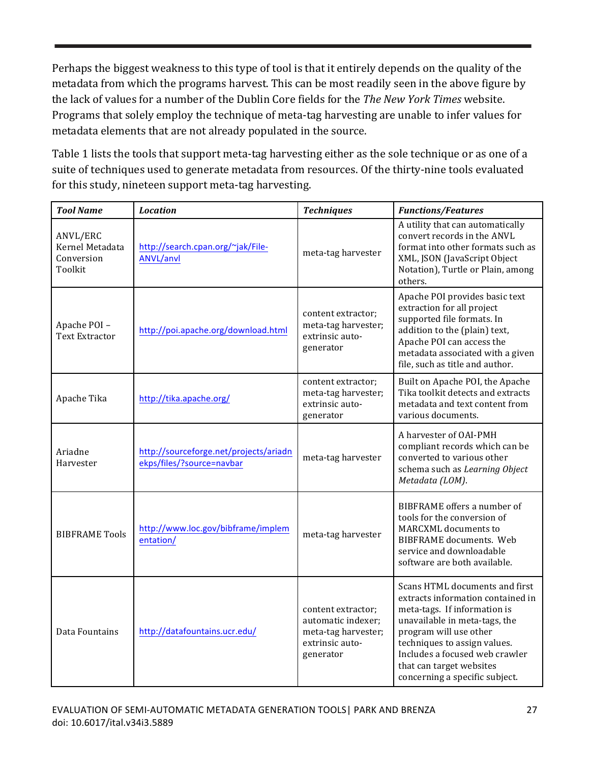Perhaps the biggest weakness to this type of tool is that it entirely depends on the quality of the metadata from which the programs harvest. This can be most readily seen in the above figure by the lack of values for a number of the Dublin Core fields for the *The New York Times* website. Programs that solely employ the technique of meta-tag harvesting are unable to infer values for metadata elements that are not already populated in the source.

Table 1 lists the tools that support meta-tag harvesting either as the sole technique or as one of a suite of techniques used to generate metadata from resources. Of the thirty-nine tools evaluated for this study, nineteen support meta-tag harvesting.

| ***Tool Name*** | ***Location*** | ***Techniques*** | ***Functions/Features*** |
|---|---|---|---|
| ANVL/ERC Kernel Metadata Conversion Toolkit | http://search.cpan.org/~jak/File-ANVL/anvl | meta-tag harvester | A utility that can automatically convert records in the ANVL format into other formats such as XML, JSON (JavaScript Object Notation), Turtle or Plain, among others. |
| Apache POI – Text Extractor | http://poi.apache.org/download.html | content extractor; meta-tag harvester; extrinsic auto-generator | Apache POI provides basic text extraction for all project supported file formats. In addition to the (plain) text, Apache POI can access the metadata associated with a given file, such as title and author. |
| Apache Tika | http://tika.apache.org/ | content extractor; meta-tag harvester; extrinsic auto-generator | Built on Apache POI, the Apache Tika toolkit detects and extracts metadata and text content from various documents. |
| Ariadne Harvester | http://sourceforge.net/projects/ariadnekps/files/?source=navbar | meta-tag harvester | A harvester of OAI-PMH compliant records which can be converted to various other schema such as *Learning Object Metadata (LOM)*. |
| BIBFRAME Tools | http://www.loc.gov/bibframe/implementation/ | meta-tag harvester | BIBFRAME offers a number of tools for the conversion of MARCXML documents to BIBFRAME documents. Web service and downloadable software are both available. |
| Data Fountains | http://datafountains.ucr.edu/ | content extractor; automatic indexer; meta-tag harvester; extrinsic auto-generator | Scans HTML documents and first extracts information contained in meta-tags. If information is unavailable in meta-tags, the program will use other techniques to assign values. Includes a focused web crawler that can target websites concerning a specific subject. |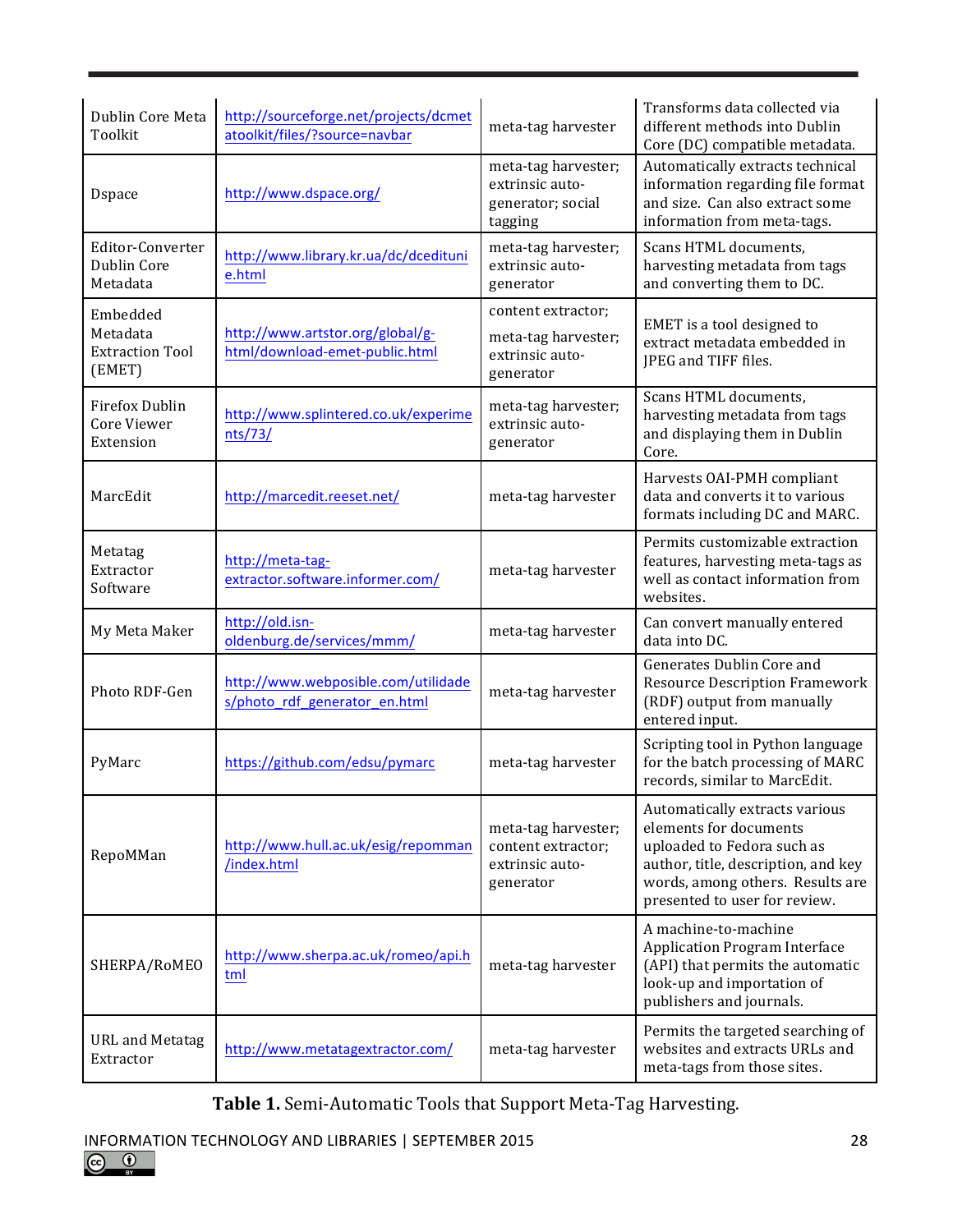| Dublin Core Meta Toolkit | http://sourceforge.net/projects/dcmetatoolkit/files/?source=navbar | meta-tag harvester | Transforms data collected via different methods into Dublin Core (DC) compatible metadata. |
|---|---|---|---|
| Dspace | http://www.dspace.org/ | meta-tag harvester; extrinsic auto-generator; social tagging | Automatically extracts technical information regarding file format and size. Can also extract some information from meta-tags. |
| Editor-Converter Dublin Core Metadata | http://www.library.kr.ua/dc/dceditunie.html | meta-tag harvester; extrinsic auto-generator | Scans HTML documents, harvesting metadata from tags and converting them to DC. |
| Embedded Metadata Extraction Tool (EMET) | http://www.artstor.org/global/g-html/download-emet-public.html | content extractor; meta-tag harvester; extrinsic auto-generator | EMET is a tool designed to extract metadata embedded in JPEG and TIFF files. |
| Firefox Dublin Core Viewer Extension | http://www.splintered.co.uk/experiments/73/ | meta-tag harvester; extrinsic auto-generator | Scans HTML documents, harvesting metadata from tags and displaying them in Dublin Core. |
| MarcEdit | http://marcedit.reeset.net/ | meta-tag harvester | Harvests OAI-PMH compliant data and converts it to various formats including DC and MARC. |
| Metatag Extractor Software | http://meta-tag-extractor.software.informer.com/ | meta-tag harvester | Permits customizable extraction features, harvesting meta-tags as well as contact information from websites. |
| My Meta Maker | http://old.isn-oldenburg.de/services/mmm/ | meta-tag harvester | Can convert manually entered data into DC. |
| Photo RDF-Gen | http://www.webposible.com/utilidades/photo_rdf_generator_en.html | meta-tag harvester | Generates Dublin Core and Resource Description Framework (RDF) output from manually entered input. |
| PyMarc | https://github.com/edsu/pymarc | meta-tag harvester | Scripting tool in Python language for the batch processing of MARC records, similar to MarcEdit. |
| RepoMMan | http://www.hull.ac.uk/esig/repomman/index.html | meta-tag harvester; content extractor; extrinsic auto-generator | Automatically extracts various elements for documents uploaded to Fedora such as author, title, description, and key words, among others. Results are presented to user for review. |
| SHERPA/RoMEO | http://www.sherpa.ac.uk/romeo/api.html | meta-tag harvester | A machine-to-machine Application Program Interface (API) that permits the automatic look-up and importation of publishers and journals. |
| URL and Metatag Extractor | http://www.metatagextractor.com/ | meta-tag harvester | Permits the targeted searching of websites and extracts URLs and meta-tags from those sites. |

**Table 1.** Semi-Automatic Tools that Support Meta-Tag Harvesting.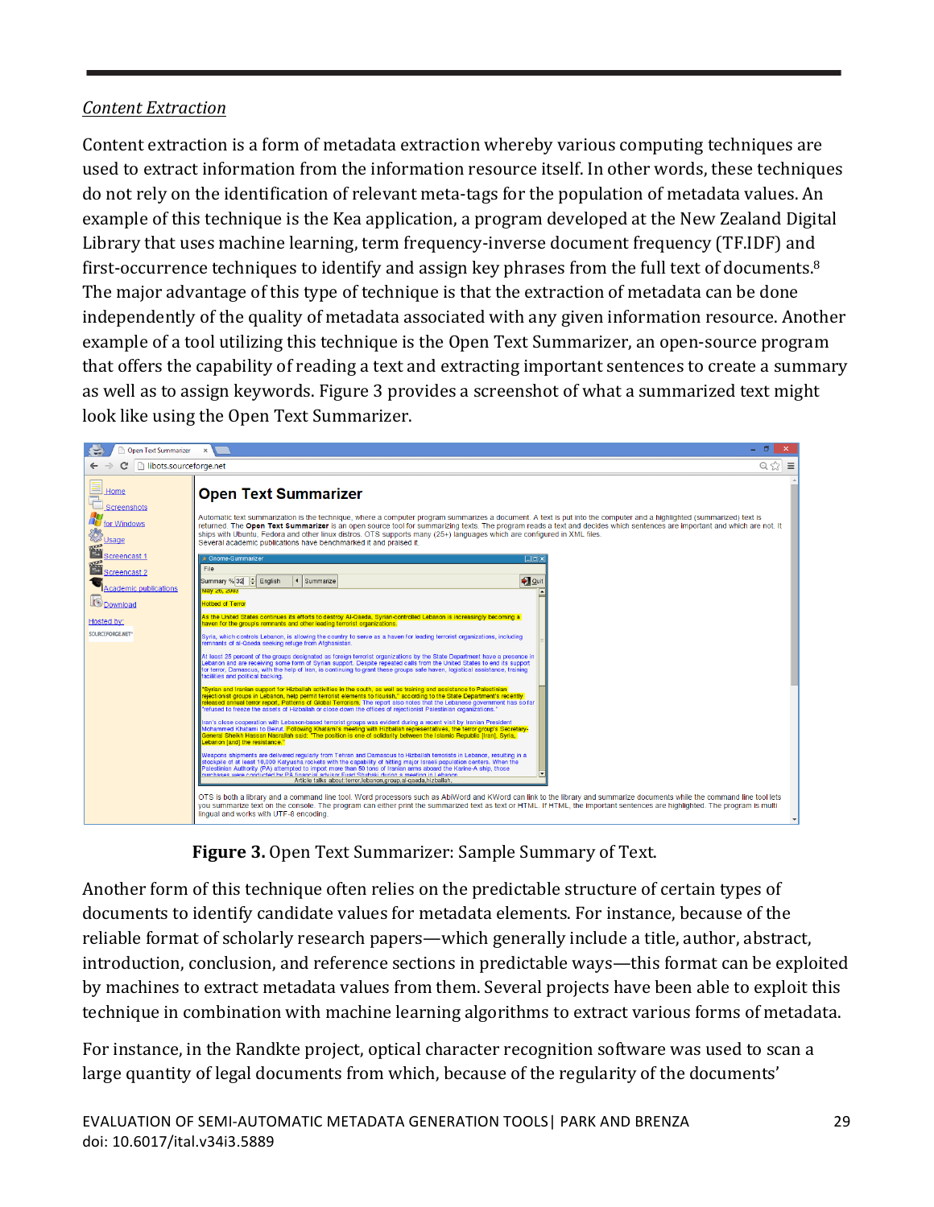*Content Extraction*

Content extraction is a form of metadata extraction whereby various computing techniques are used to extract information from the information resource itself. In other words, these techniques do not rely on the identification of relevant meta-tags for the population of metadata values. An example of this technique is the Kea application, a program developed at the New Zealand Digital Library that uses machine learning, term frequency-inverse document frequency (TF.IDF) and first-occurrence techniques to identify and assign key phrases from the full text of documents.[8] The major advantage of this type of technique is that the extraction of metadata can be done independently of the quality of metadata associated with any given information resource. Another example of a tool utilizing this technique is the Open Text Summarizer, an open-source program that offers the capability of reading a text and extracting important sentences to create a summary as well as to assign keywords. Figure 3 provides a screenshot of what a summarized text might look like using the Open Text Summarizer.

**Figure 3.** Open Text Summarizer: Sample Summary of Text.

Another form of this technique often relies on the predictable structure of certain types of documents to identify candidate values for metadata elements. For instance, because of the reliable format of scholarly research papers—which generally include a title, author, abstract, introduction, conclusion, and reference sections in predictable ways—this format can be exploited by machines to extract metadata values from them. Several projects have been able to exploit this technique in combination with machine learning algorithms to extract various forms of metadata.

For instance, in the Randkte project, optical character recognition software was used to scan a large quantity of legal documents from which, because of the regularity of the documents'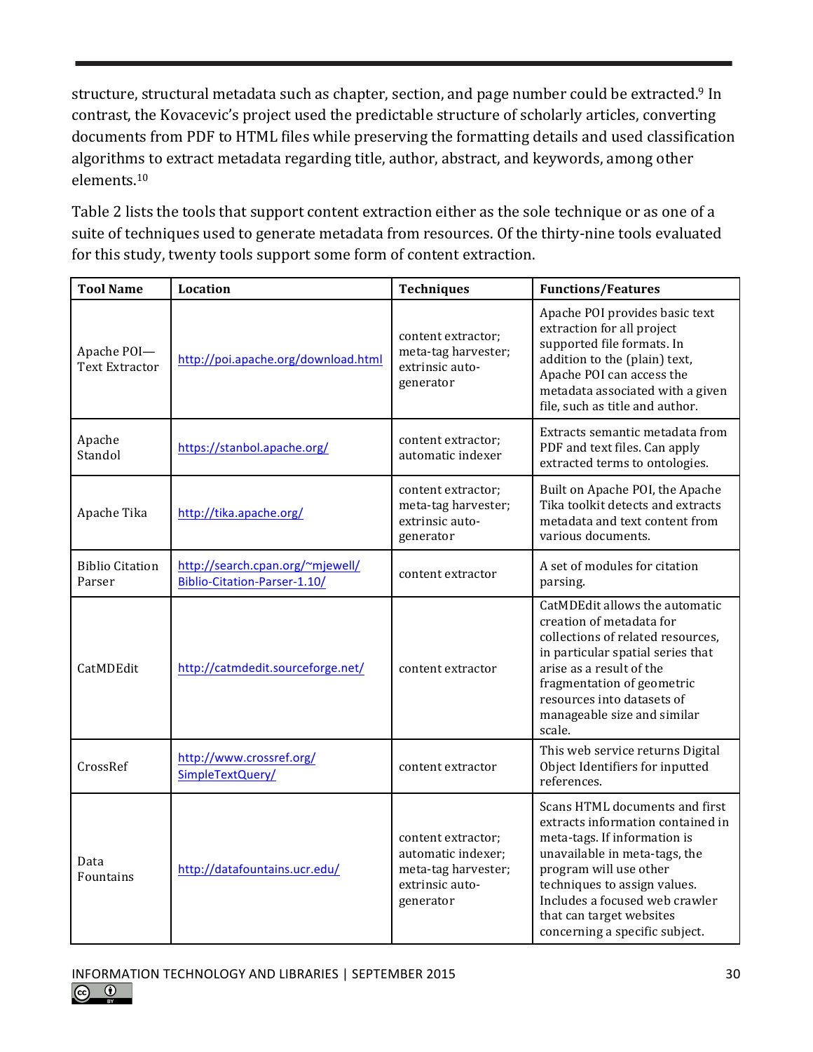structure, structural metadata such as chapter, section, and page number could be extracted.[9] In contrast, the Kovacevic's project used the predictable structure of scholarly articles, converting documents from PDF to HTML files while preserving the formatting details and used classification algorithms to extract metadata regarding title, author, abstract, and keywords, among other elements.[10]

Table 2 lists the tools that support content extraction either as the sole technique or as one of a suite of techniques used to generate metadata from resources. Of the thirty-nine tools evaluated for this study, twenty tools support some form of content extraction.

| Tool Name | Location | Techniques | Functions/Features |
|---|---|---|---|
| Apache POI—Text Extractor | http://poi.apache.org/download.html | content extractor; meta-tag harvester; extrinsic auto-generator | Apache POI provides basic text extraction for all project supported file formats. In addition to the (plain) text, Apache POI can access the metadata associated with a given file, such as title and author. |
| Apache Standol | https://stanbol.apache.org/ | content extractor; automatic indexer | Extracts semantic metadata from PDF and text files. Can apply extracted terms to ontologies. |
| Apache Tika | http://tika.apache.org/ | content extractor; meta-tag harvester; extrinsic auto-generator | Built on Apache POI, the Apache Tika toolkit detects and extracts metadata and text content from various documents. |
| Biblio Citation Parser | http://search.cpan.org/~mjewell/Biblio-Citation-Parser-1.10/ | content extractor | A set of modules for citation parsing. |
| CatMDEdit | http://catmdedit.sourceforge.net/ | content extractor | CatMDEdit allows the automatic creation of metadata for collections of related resources, in particular spatial series that arise as a result of the fragmentation of geometric resources into datasets of manageable size and similar scale. |
| CrossRef | http://www.crossref.org/SimpleTextQuery/ | content extractor | This web service returns Digital Object Identifiers for inputted references. |
| Data Fountains | http://datafountains.ucr.edu/ | content extractor; automatic indexer; meta-tag harvester; extrinsic auto-generator | Scans HTML documents and first extracts information contained in meta-tags. If information is unavailable in meta-tags, the program will use other techniques to assign values. Includes a focused web crawler that can target websites concerning a specific subject. |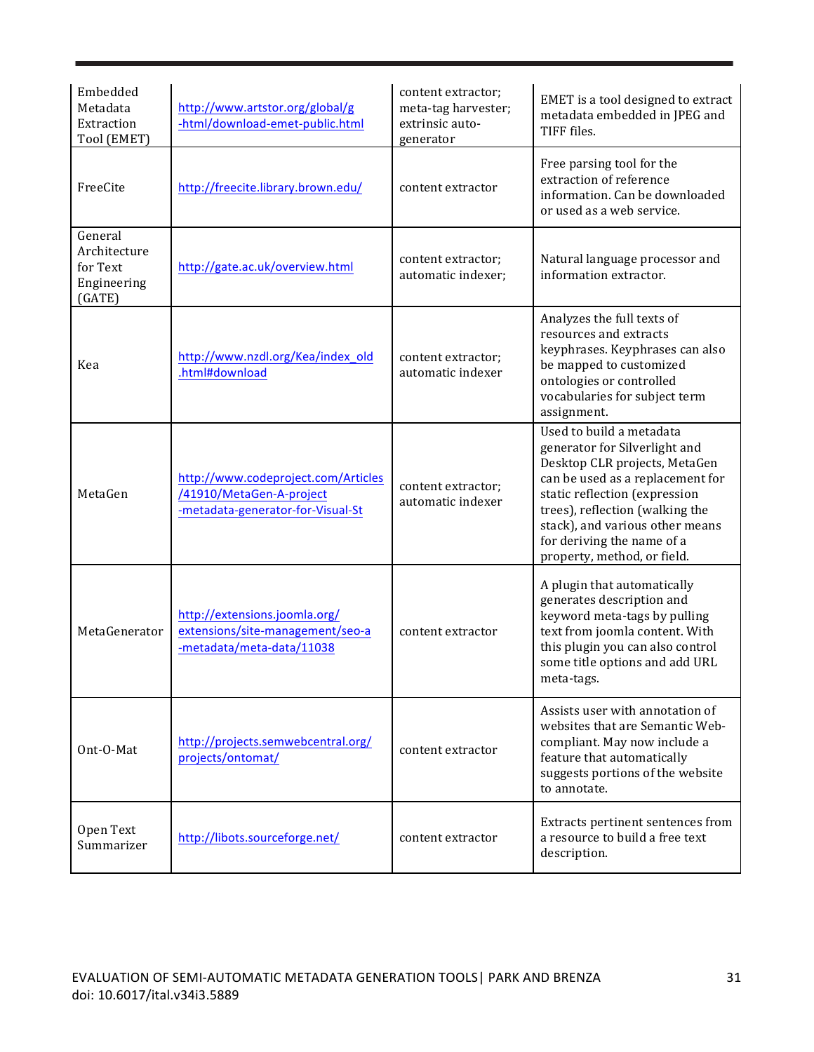| | | | |
|---|---|---|---|
| Embedded Metadata Extraction Tool (EMET) | http://www.artstor.org/global/g-html/download-emet-public.html | content extractor; meta-tag harvester; extrinsic auto-generator | EMET is a tool designed to extract metadata embedded in JPEG and TIFF files. |
| FreeCite | http://freecite.library.brown.edu/ | content extractor | Free parsing tool for the extraction of reference information. Can be downloaded or used as a web service. |
| General Architecture for Text Engineering (GATE) | http://gate.ac.uk/overview.html | content extractor; automatic indexer; | Natural language processor and information extractor. |
| Kea | http://www.nzdl.org/Kea/index_old.html#download | content extractor; automatic indexer | Analyzes the full texts of resources and extracts keyphrases. Keyphrases can also be mapped to customized ontologies or controlled vocabularies for subject term assignment. |
| MetaGen | http://www.codeproject.com/Articles/41910/MetaGen-A-project-metadata-generator-for-Visual-St | content extractor; automatic indexer | Used to build a metadata generator for Silverlight and Desktop CLR projects, MetaGen can be used as a replacement for static reflection (expression trees), reflection (walking the stack), and various other means for deriving the name of a property, method, or field. |
| MetaGenerator | http://extensions.joomla.org/extensions/site-management/seo-a-metadata/meta-data/11038 | content extractor | A plugin that automatically generates description and keyword meta-tags by pulling text from joomla content. With this plugin you can also control some title options and add URL meta-tags. |
| Ont-O-Mat | http://projects.semwebcentral.org/projects/ontomat/ | content extractor | Assists user with annotation of websites that are Semantic Web-compliant. May now include a feature that automatically suggests portions of the website to annotate. |
| Open Text Summarizer | http://libots.sourceforge.net/ | content extractor | Extracts pertinent sentences from a resource to build a free text description. |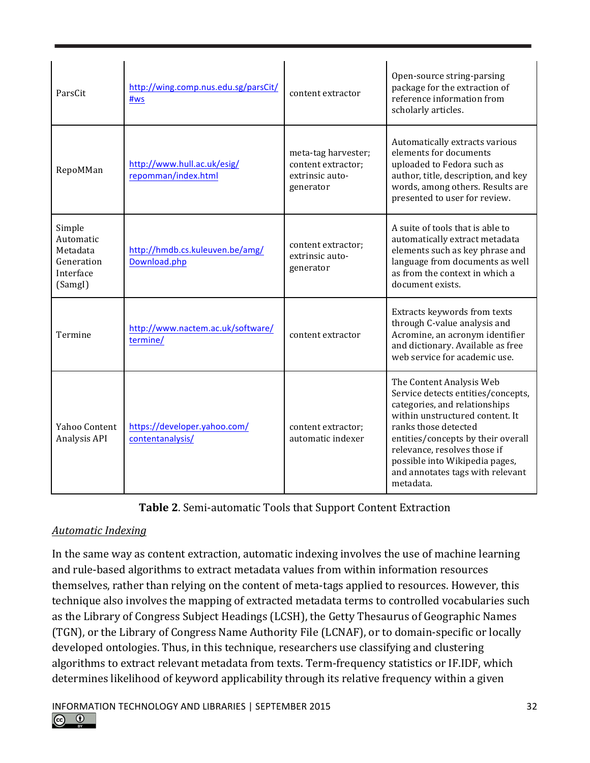| | | | |
|---|---|---|---|
| ParsCit | http://wing.comp.nus.edu.sg/parsCit/#ws | content extractor | Open-source string-parsing package for the extraction of reference information from scholarly articles. |
| RepoMMan | http://www.hull.ac.uk/esig/repomman/index.html | meta-tag harvester; content extractor; extrinsic auto-generator | Automatically extracts various elements for documents uploaded to Fedora such as author, title, description, and key words, among others. Results are presented to user for review. |
| Simple Automatic Metadata Generation Interface (SamgI) | http://hmdb.cs.kuleuven.be/amg/Download.php | content extractor; extrinsic auto-generator | A suite of tools that is able to automatically extract metadata elements such as key phrase and language from documents as well as from the context in which a document exists. |
| Termine | http://www.nactem.ac.uk/software/termine/ | content extractor | Extracts keywords from texts through C-value analysis and Acromine, an acronym identifier and dictionary. Available as free web service for academic use. |
| Yahoo Content Analysis API | https://developer.yahoo.com/contentanalysis/ | content extractor; automatic indexer | The Content Analysis Web Service detects entities/concepts, categories, and relationships within unstructured content. It ranks those detected entities/concepts by their overall relevance, resolves those if possible into Wikipedia pages, and annotates tags with relevant metadata. |

**Table 2**. Semi-automatic Tools that Support Content Extraction

*Automatic Indexing*

In the same way as content extraction, automatic indexing involves the use of machine learning and rule-based algorithms to extract metadata values from within information resources themselves, rather than relying on the content of meta-tags applied to resources. However, this technique also involves the mapping of extracted metadata terms to controlled vocabularies such as the Library of Congress Subject Headings (LCSH), the Getty Thesaurus of Geographic Names (TGN), or the Library of Congress Name Authority File (LCNAF), or to domain-specific or locally developed ontologies. Thus, in this technique, researchers use classifying and clustering algorithms to extract relevant metadata from texts. Term-frequency statistics or IF.IDF, which determines likelihood of keyword applicability through its relative frequency within a given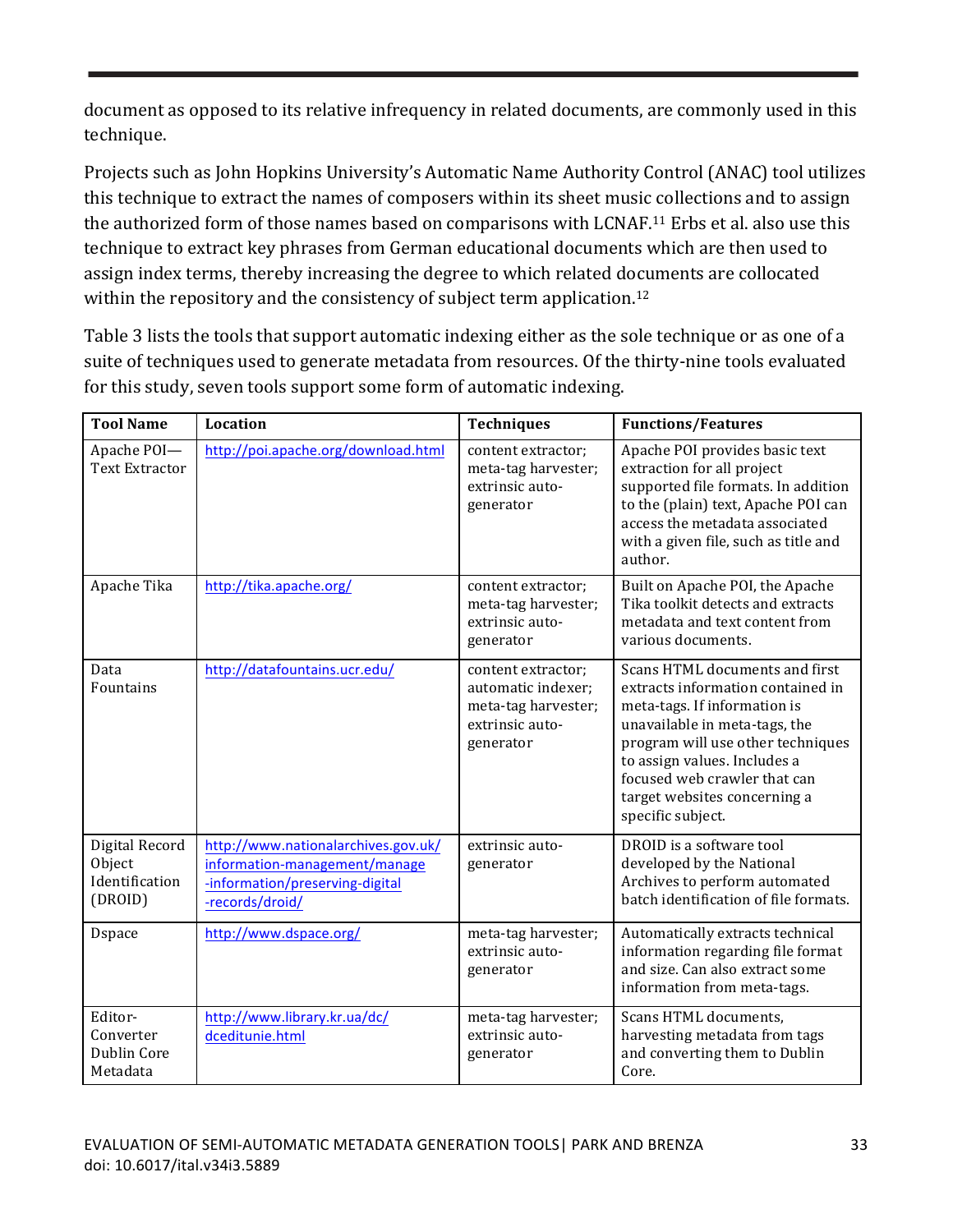document as opposed to its relative infrequency in related documents, are commonly used in this technique.

Projects such as John Hopkins University's Automatic Name Authority Control (ANAC) tool utilizes this technique to extract the names of composers within its sheet music collections and to assign the authorized form of those names based on comparisons with LCNAF.[11] Erbs et al. also use this technique to extract key phrases from German educational documents which are then used to assign index terms, thereby increasing the degree to which related documents are collocated within the repository and the consistency of subject term application.[12]

Table 3 lists the tools that support automatic indexing either as the sole technique or as one of a suite of techniques used to generate metadata from resources. Of the thirty-nine tools evaluated for this study, seven tools support some form of automatic indexing.

| Tool Name | Location | Techniques | Functions/Features |
|---|---|---|---|
| Apache POI—Text Extractor | http://poi.apache.org/download.html | content extractor; meta-tag harvester; extrinsic auto-generator | Apache POI provides basic text extraction for all project supported file formats. In addition to the (plain) text, Apache POI can access the metadata associated with a given file, such as title and author. |
| Apache Tika | http://tika.apache.org/ | content extractor; meta-tag harvester; extrinsic auto-generator | Built on Apache POI, the Apache Tika toolkit detects and extracts metadata and text content from various documents. |
| Data Fountains | http://datafountains.ucr.edu/ | content extractor; automatic indexer; meta-tag harvester; extrinsic auto-generator | Scans HTML documents and first extracts information contained in meta-tags. If information is unavailable in meta-tags, the program will use other techniques to assign values. Includes a focused web crawler that can target websites concerning a specific subject. |
| Digital Record Object Identification (DROID) | http://www.nationalarchives.gov.uk/information-management/manage-information/preserving-digital-records/droid/ | extrinsic auto-generator | DROID is a software tool developed by the National Archives to perform automated batch identification of file formats. |
| Dspace | http://www.dspace.org/ | meta-tag harvester; extrinsic auto-generator | Automatically extracts technical information regarding file format and size. Can also extract some information from meta-tags. |
| Editor-Converter Dublin Core Metadata | http://www.library.kr.ua/dc/dceditunie.html | meta-tag harvester; extrinsic auto-generator | Scans HTML documents, harvesting metadata from tags and converting them to Dublin Core. |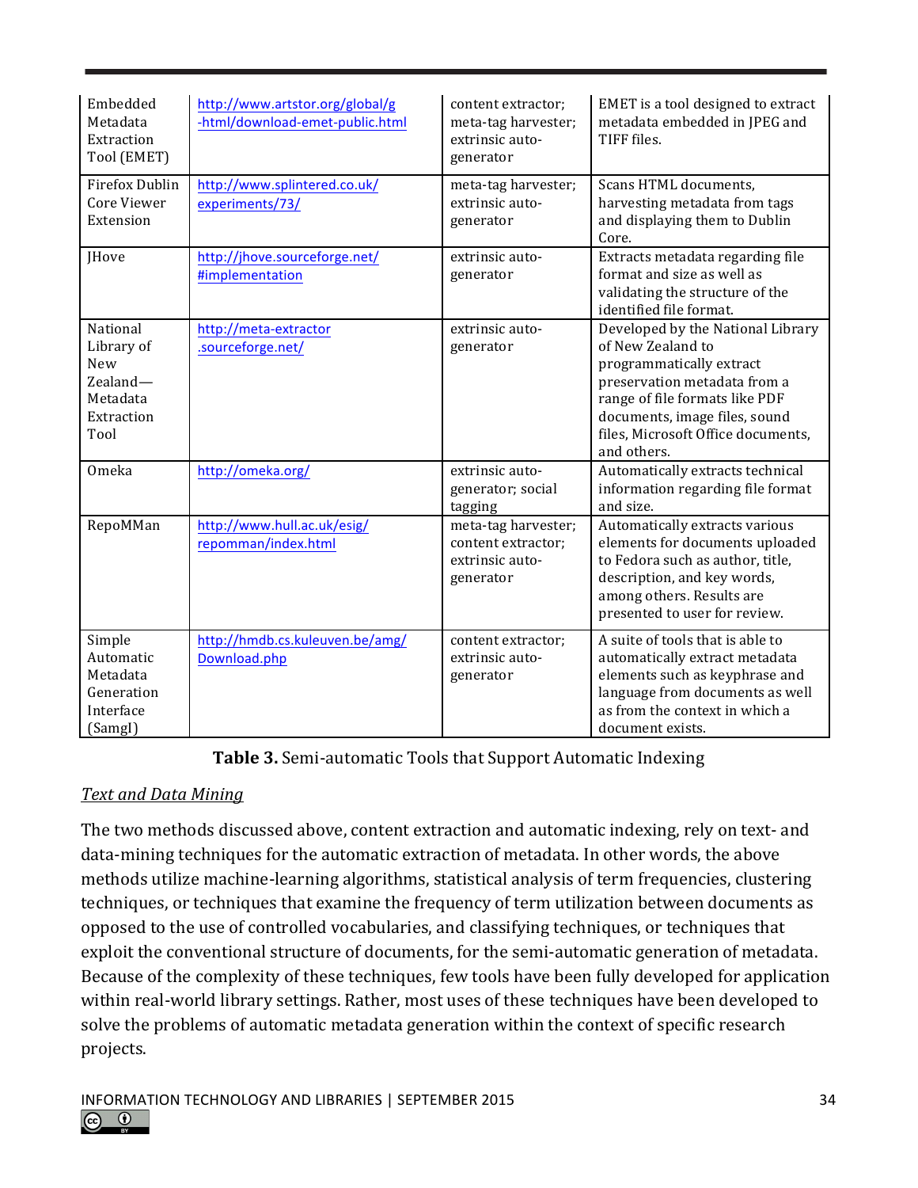| Embedded Metadata Extraction Tool (EMET) | http://www.artstor.org/global/g-html/download-emet-public.html | content extractor; meta-tag harvester; extrinsic auto-generator | EMET is a tool designed to extract metadata embedded in JPEG and TIFF files. |
|---|---|---|---|
| Firefox Dublin Core Viewer Extension | http://www.splintered.co.uk/experiments/73/ | meta-tag harvester; extrinsic auto-generator | Scans HTML documents, harvesting metadata from tags and displaying them to Dublin Core. |
| JHove | http://jhove.sourceforge.net/#implementation | extrinsic auto-generator | Extracts metadata regarding file format and size as well as validating the structure of the identified file format. |
| National Library of New Zealand—Metadata Extraction Tool | http://meta-extractor.sourceforge.net/ | extrinsic auto-generator | Developed by the National Library of New Zealand to programmatically extract preservation metadata from a range of file formats like PDF documents, image files, sound files, Microsoft Office documents, and others. |
| Omeka | http://omeka.org/ | extrinsic auto-generator; social tagging | Automatically extracts technical information regarding file format and size. |
| RepoMMan | http://www.hull.ac.uk/esig/repomman/index.html | meta-tag harvester; content extractor; extrinsic auto-generator | Automatically extracts various elements for documents uploaded to Fedora such as author, title, description, and key words, among others. Results are presented to user for review. |
| Simple Automatic Metadata Generation Interface (SamgI) | http://hmdb.cs.kuleuven.be/amg/Download.php | content extractor; extrinsic auto-generator | A suite of tools that is able to automatically extract metadata elements such as keyphrase and language from documents as well as from the context in which a document exists. |

**Table 3.** Semi-automatic Tools that Support Automatic Indexing

*Text and Data Mining*

The two methods discussed above, content extraction and automatic indexing, rely on text- and data-mining techniques for the automatic extraction of metadata. In other words, the above methods utilize machine-learning algorithms, statistical analysis of term frequencies, clustering techniques, or techniques that examine the frequency of term utilization between documents as opposed to the use of controlled vocabularies, and classifying techniques, or techniques that exploit the conventional structure of documents, for the semi-automatic generation of metadata. Because of the complexity of these techniques, few tools have been fully developed for application within real-world library settings. Rather, most uses of these techniques have been developed to solve the problems of automatic metadata generation within the context of specific research projects.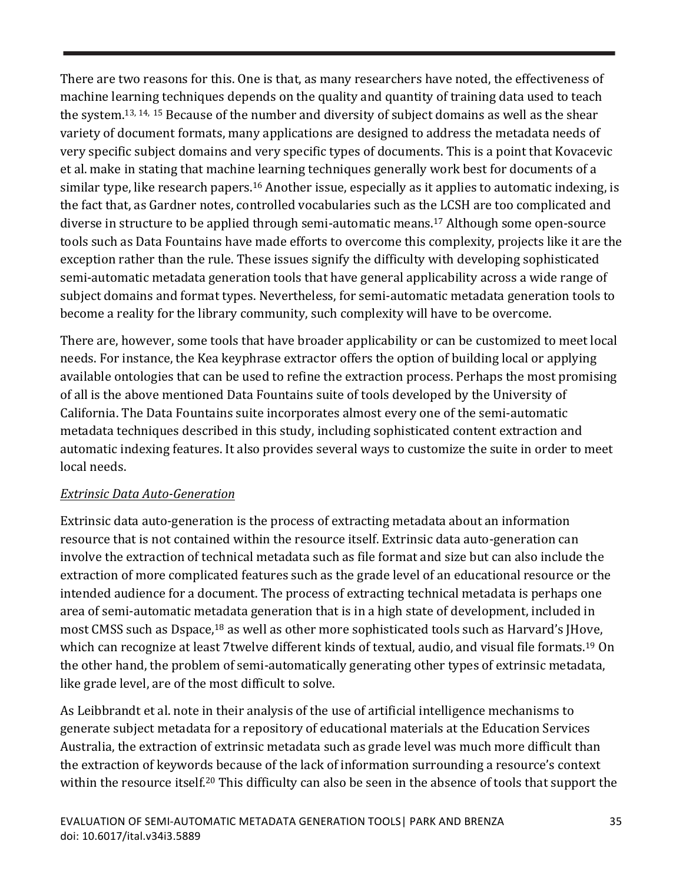There are two reasons for this. One is that, as many researchers have noted, the effectiveness of machine learning techniques depends on the quality and quantity of training data used to teach the system.[13, 14, 15] Because of the number and diversity of subject domains as well as the shear variety of document formats, many applications are designed to address the metadata needs of very specific subject domains and very specific types of documents. This is a point that Kovacevic et al. make in stating that machine learning techniques generally work best for documents of a similar type, like research papers.[16] Another issue, especially as it applies to automatic indexing, is the fact that, as Gardner notes, controlled vocabularies such as the LCSH are too complicated and diverse in structure to be applied through semi-automatic means.[17] Although some open-source tools such as Data Fountains have made efforts to overcome this complexity, projects like it are the exception rather than the rule. These issues signify the difficulty with developing sophisticated semi-automatic metadata generation tools that have general applicability across a wide range of subject domains and format types. Nevertheless, for semi-automatic metadata generation tools to become a reality for the library community, such complexity will have to be overcome.

There are, however, some tools that have broader applicability or can be customized to meet local needs. For instance, the Kea keyphrase extractor offers the option of building local or applying available ontologies that can be used to refine the extraction process. Perhaps the most promising of all is the above mentioned Data Fountains suite of tools developed by the University of California. The Data Fountains suite incorporates almost every one of the semi-automatic metadata techniques described in this study, including sophisticated content extraction and automatic indexing features. It also provides several ways to customize the suite in order to meet local needs.

*Extrinsic Data Auto-Generation*

Extrinsic data auto-generation is the process of extracting metadata about an information resource that is not contained within the resource itself. Extrinsic data auto-generation can involve the extraction of technical metadata such as file format and size but can also include the extraction of more complicated features such as the grade level of an educational resource or the intended audience for a document. The process of extracting technical metadata is perhaps one area of semi-automatic metadata generation that is in a high state of development, included in most CMSS such as Dspace,[18] as well as other more sophisticated tools such as Harvard's JHove, which can recognize at least 7twelve different kinds of textual, audio, and visual file formats.[19] On the other hand, the problem of semi-automatically generating other types of extrinsic metadata, like grade level, are of the most difficult to solve.

As Leibbrandt et al. note in their analysis of the use of artificial intelligence mechanisms to generate subject metadata for a repository of educational materials at the Education Services Australia, the extraction of extrinsic metadata such as grade level was much more difficult than the extraction of keywords because of the lack of information surrounding a resource's context within the resource itself.[20] This difficulty can also be seen in the absence of tools that support the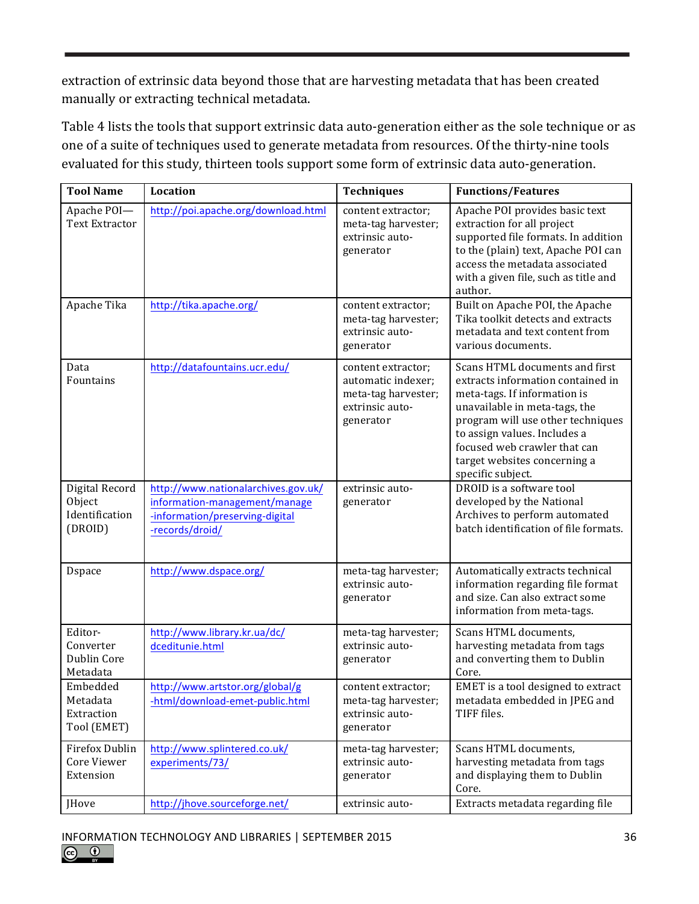extraction of extrinsic data beyond those that are harvesting metadata that has been created manually or extracting technical metadata.

Table 4 lists the tools that support extrinsic data auto-generation either as the sole technique or as one of a suite of techniques used to generate metadata from resources. Of the thirty-nine tools evaluated for this study, thirteen tools support some form of extrinsic data auto-generation.

| Tool Name | Location | Techniques | Functions/Features |
|---|---|---|---|
| Apache POI—Text Extractor | http://poi.apache.org/download.html | content extractor; meta-tag harvester; extrinsic auto-generator | Apache POI provides basic text extraction for all project supported file formats. In addition to the (plain) text, Apache POI can access the metadata associated with a given file, such as title and author. |
| Apache Tika | http://tika.apache.org/ | content extractor; meta-tag harvester; extrinsic auto-generator | Built on Apache POI, the Apache Tika toolkit detects and extracts metadata and text content from various documents. |
| Data Fountains | http://datafountains.ucr.edu/ | content extractor; automatic indexer; meta-tag harvester; extrinsic auto-generator | Scans HTML documents and first extracts information contained in meta-tags. If information is unavailable in meta-tags, the program will use other techniques to assign values. Includes a focused web crawler that can target websites concerning a specific subject. |
| Digital Record Object Identification (DROID) | http://www.nationalarchives.gov.uk/information-management/manage-information/preserving-digital-records/droid/ | extrinsic auto-generator | DROID is a software tool developed by the National Archives to perform automated batch identification of file formats. |
| Dspace | http://www.dspace.org/ | meta-tag harvester; extrinsic auto-generator | Automatically extracts technical information regarding file format and size. Can also extract some information from meta-tags. |
| Editor-Converter Dublin Core Metadata | http://www.library.kr.ua/dc/dceditunie.html | meta-tag harvester; extrinsic auto-generator | Scans HTML documents, harvesting metadata from tags and converting them to Dublin Core. |
| Embedded Metadata Extraction Tool (EMET) | http://www.artstor.org/global/g-html/download-emet-public.html | content extractor; meta-tag harvester; extrinsic auto-generator | EMET is a tool designed to extract metadata embedded in JPEG and TIFF files. |
| Firefox Dublin Core Viewer Extension | http://www.splintered.co.uk/experiments/73/ | meta-tag harvester; extrinsic auto-generator | Scans HTML documents, harvesting metadata from tags and displaying them to Dublin Core. |
| JHove | http://jhove.sourceforge.net/ | extrinsic auto- | Extracts metadata regarding file |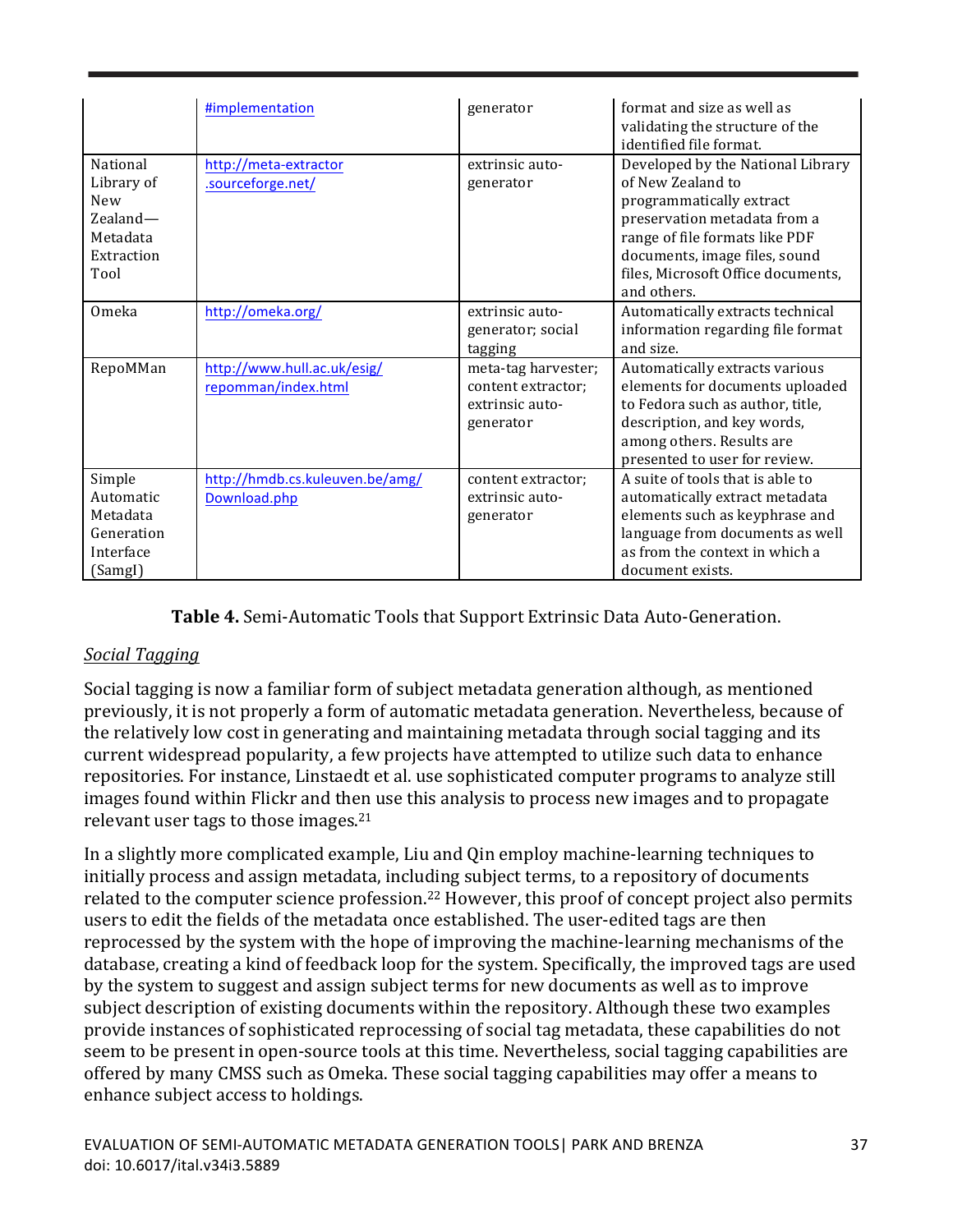| | #implementation | generator | format and size as well as validating the structure of the identified file format. |
|---|---|---|---|
| National Library of New Zealand—Metadata Extraction Tool | http://meta-extractor.sourceforge.net/ | extrinsic auto-generator | Developed by the National Library of New Zealand to programmatically extract preservation metadata from a range of file formats like PDF documents, image files, sound files, Microsoft Office documents, and others. |
| Omeka | http://omeka.org/ | extrinsic auto-generator; social tagging | Automatically extracts technical information regarding file format and size. |
| RepoMMan | http://www.hull.ac.uk/esig/repomman/index.html | meta-tag harvester; content extractor; extrinsic auto-generator | Automatically extracts various elements for documents uploaded to Fedora such as author, title, description, and key words, among others. Results are presented to user for review. |
| Simple Automatic Metadata Generation Interface (SamgI) | http://hmdb.cs.kuleuven.be/amg/Download.php | content extractor; extrinsic auto-generator | A suite of tools that is able to automatically extract metadata elements such as keyphrase and language from documents as well as from the context in which a document exists. |

**Table 4.** Semi-Automatic Tools that Support Extrinsic Data Auto-Generation.

*Social Tagging*

Social tagging is now a familiar form of subject metadata generation although, as mentioned previously, it is not properly a form of automatic metadata generation. Nevertheless, because of the relatively low cost in generating and maintaining metadata through social tagging and its current widespread popularity, a few projects have attempted to utilize such data to enhance repositories. For instance, Linstaedt et al. use sophisticated computer programs to analyze still images found within Flickr and then use this analysis to process new images and to propagate relevant user tags to those images.[21]

In a slightly more complicated example, Liu and Qin employ machine-learning techniques to initially process and assign metadata, including subject terms, to a repository of documents related to the computer science profession.[22] However, this proof of concept project also permits users to edit the fields of the metadata once established. The user-edited tags are then reprocessed by the system with the hope of improving the machine-learning mechanisms of the database, creating a kind of feedback loop for the system. Specifically, the improved tags are used by the system to suggest and assign subject terms for new documents as well as to improve subject description of existing documents within the repository. Although these two examples provide instances of sophisticated reprocessing of social tag metadata, these capabilities do not seem to be present in open-source tools at this time. Nevertheless, social tagging capabilities are offered by many CMSS such as Omeka. These social tagging capabilities may offer a means to enhance subject access to holdings.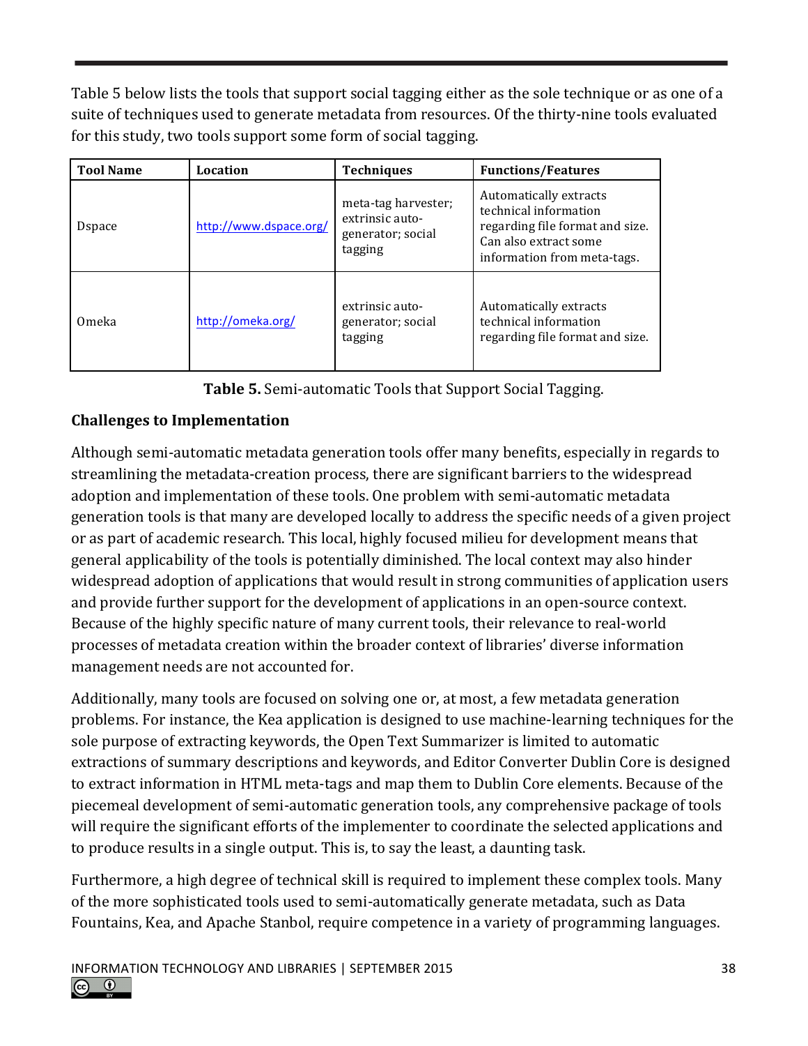Table 5 below lists the tools that support social tagging either as the sole technique or as one of a suite of techniques used to generate metadata from resources. Of the thirty-nine tools evaluated for this study, two tools support some form of social tagging.

| Tool Name | Location | Techniques | Functions/Features |
|---|---|---|---|
| Dspace | http://www.dspace.org/ | meta-tag harvester; extrinsic auto-generator; social tagging | Automatically extracts technical information regarding file format and size. Can also extract some information from meta-tags. |
| Omeka | http://omeka.org/ | extrinsic auto-generator; social tagging | Automatically extracts technical information regarding file format and size. |

**Table 5.** Semi-automatic Tools that Support Social Tagging.

### Challenges to Implementation

Although semi-automatic metadata generation tools offer many benefits, especially in regards to streamlining the metadata-creation process, there are significant barriers to the widespread adoption and implementation of these tools. One problem with semi-automatic metadata generation tools is that many are developed locally to address the specific needs of a given project or as part of academic research. This local, highly focused milieu for development means that general applicability of the tools is potentially diminished. The local context may also hinder widespread adoption of applications that would result in strong communities of application users and provide further support for the development of applications in an open-source context. Because of the highly specific nature of many current tools, their relevance to real-world processes of metadata creation within the broader context of libraries' diverse information management needs are not accounted for.

Additionally, many tools are focused on solving one or, at most, a few metadata generation problems. For instance, the Kea application is designed to use machine-learning techniques for the sole purpose of extracting keywords, the Open Text Summarizer is limited to automatic extractions of summary descriptions and keywords, and Editor Converter Dublin Core is designed to extract information in HTML meta-tags and map them to Dublin Core elements. Because of the piecemeal development of semi-automatic generation tools, any comprehensive package of tools will require the significant efforts of the implementer to coordinate the selected applications and to produce results in a single output. This is, to say the least, a daunting task.

Furthermore, a high degree of technical skill is required to implement these complex tools. Many of the more sophisticated tools used to semi-automatically generate metadata, such as Data Fountains, Kea, and Apache Stanbol, require competence in a variety of programming languages.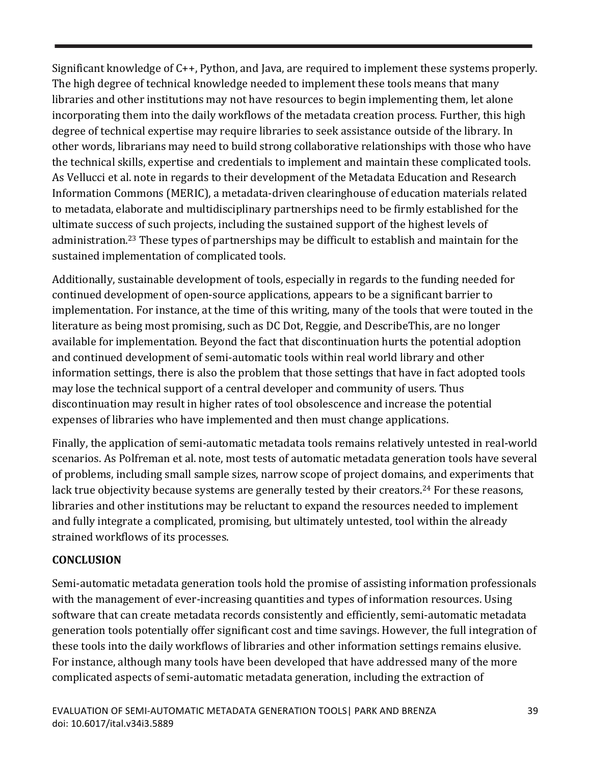Significant knowledge of C++, Python, and Java, are required to implement these systems properly. The high degree of technical knowledge needed to implement these tools means that many libraries and other institutions may not have resources to begin implementing them, let alone incorporating them into the daily workflows of the metadata creation process. Further, this high degree of technical expertise may require libraries to seek assistance outside of the library. In other words, librarians may need to build strong collaborative relationships with those who have the technical skills, expertise and credentials to implement and maintain these complicated tools. As Vellucci et al. note in regards to their development of the Metadata Education and Research Information Commons (MERIC), a metadata-driven clearinghouse of education materials related to metadata, elaborate and multidisciplinary partnerships need to be firmly established for the ultimate success of such projects, including the sustained support of the highest levels of administration.[23] These types of partnerships may be difficult to establish and maintain for the sustained implementation of complicated tools.

Additionally, sustainable development of tools, especially in regards to the funding needed for continued development of open-source applications, appears to be a significant barrier to implementation. For instance, at the time of this writing, many of the tools that were touted in the literature as being most promising, such as DC Dot, Reggie, and DescribeThis, are no longer available for implementation. Beyond the fact that discontinuation hurts the potential adoption and continued development of semi-automatic tools within real world library and other information settings, there is also the problem that those settings that have in fact adopted tools may lose the technical support of a central developer and community of users. Thus discontinuation may result in higher rates of tool obsolescence and increase the potential expenses of libraries who have implemented and then must change applications.

Finally, the application of semi-automatic metadata tools remains relatively untested in real-world scenarios. As Polfreman et al. note, most tests of automatic metadata generation tools have several of problems, including small sample sizes, narrow scope of project domains, and experiments that lack true objectivity because systems are generally tested by their creators.[24] For these reasons, libraries and other institutions may be reluctant to expand the resources needed to implement and fully integrate a complicated, promising, but ultimately untested, tool within the already strained workflows of its processes.

## CONCLUSION

Semi-automatic metadata generation tools hold the promise of assisting information professionals with the management of ever-increasing quantities and types of information resources. Using software that can create metadata records consistently and efficiently, semi-automatic metadata generation tools potentially offer significant cost and time savings. However, the full integration of these tools into the daily workflows of libraries and other information settings remains elusive. For instance, although many tools have been developed that have addressed many of the more complicated aspects of semi-automatic metadata generation, including the extraction of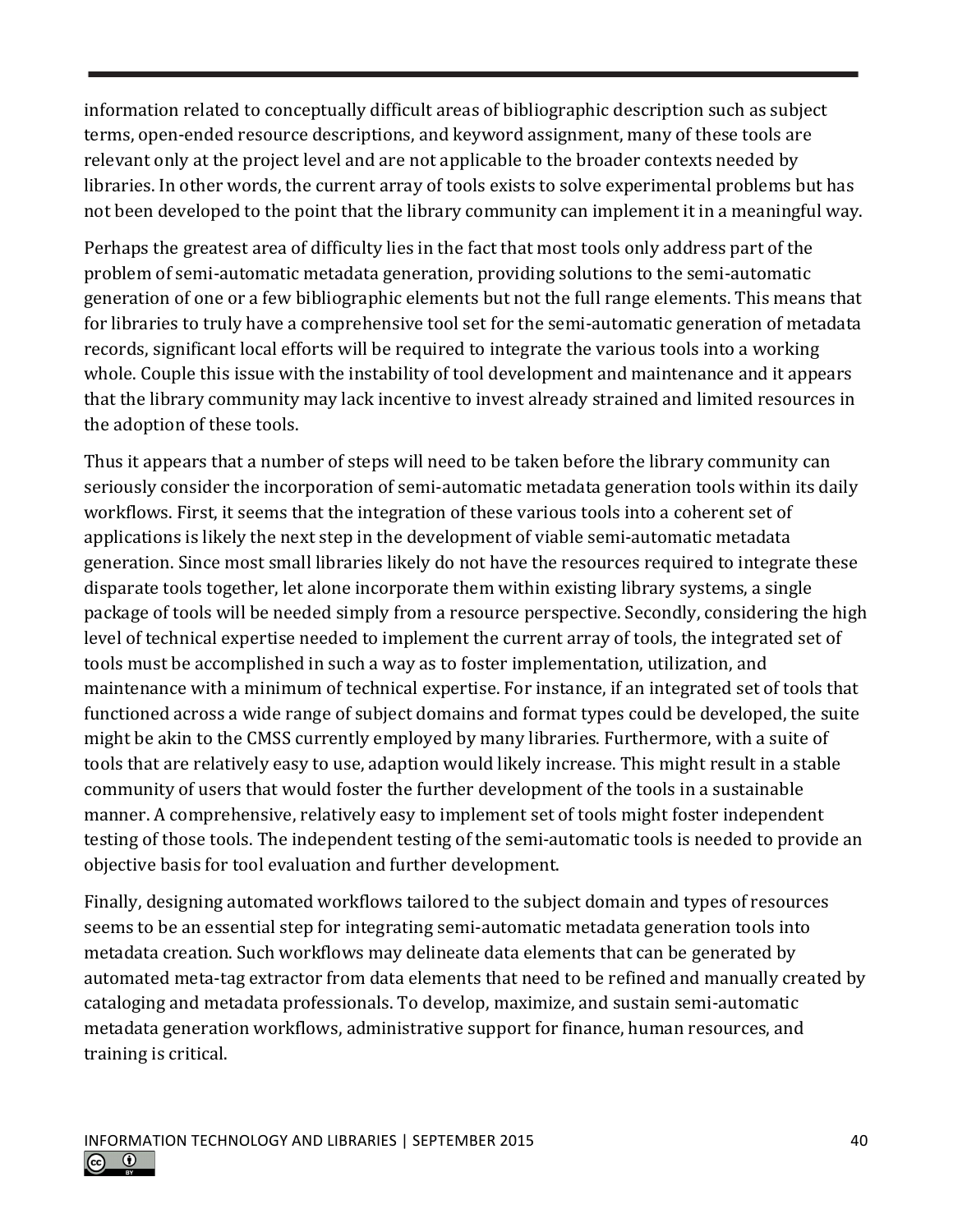information related to conceptually difficult areas of bibliographic description such as subject terms, open-ended resource descriptions, and keyword assignment, many of these tools are relevant only at the project level and are not applicable to the broader contexts needed by libraries. In other words, the current array of tools exists to solve experimental problems but has not been developed to the point that the library community can implement it in a meaningful way.

Perhaps the greatest area of difficulty lies in the fact that most tools only address part of the problem of semi-automatic metadata generation, providing solutions to the semi-automatic generation of one or a few bibliographic elements but not the full range elements. This means that for libraries to truly have a comprehensive tool set for the semi-automatic generation of metadata records, significant local efforts will be required to integrate the various tools into a working whole. Couple this issue with the instability of tool development and maintenance and it appears that the library community may lack incentive to invest already strained and limited resources in the adoption of these tools.

Thus it appears that a number of steps will need to be taken before the library community can seriously consider the incorporation of semi-automatic metadata generation tools within its daily workflows. First, it seems that the integration of these various tools into a coherent set of applications is likely the next step in the development of viable semi-automatic metadata generation. Since most small libraries likely do not have the resources required to integrate these disparate tools together, let alone incorporate them within existing library systems, a single package of tools will be needed simply from a resource perspective. Secondly, considering the high level of technical expertise needed to implement the current array of tools, the integrated set of tools must be accomplished in such a way as to foster implementation, utilization, and maintenance with a minimum of technical expertise. For instance, if an integrated set of tools that functioned across a wide range of subject domains and format types could be developed, the suite might be akin to the CMSS currently employed by many libraries. Furthermore, with a suite of tools that are relatively easy to use, adaption would likely increase. This might result in a stable community of users that would foster the further development of the tools in a sustainable manner. A comprehensive, relatively easy to implement set of tools might foster independent testing of those tools. The independent testing of the semi-automatic tools is needed to provide an objective basis for tool evaluation and further development.

Finally, designing automated workflows tailored to the subject domain and types of resources seems to be an essential step for integrating semi-automatic metadata generation tools into metadata creation. Such workflows may delineate data elements that can be generated by automated meta-tag extractor from data elements that need to be refined and manually created by cataloging and metadata professionals. To develop, maximize, and sustain semi-automatic metadata generation workflows, administrative support for finance, human resources, and training is critical.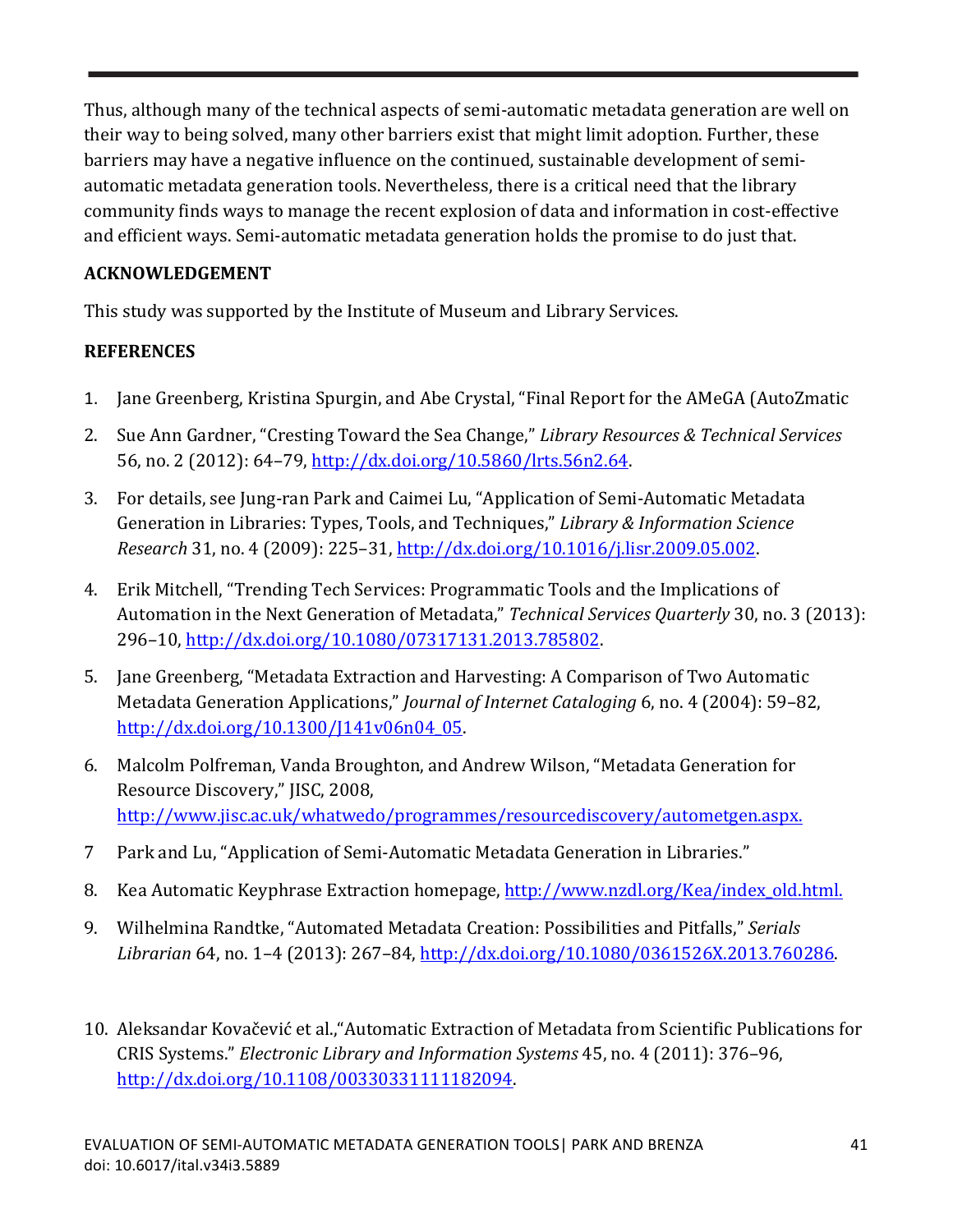Thus, although many of the technical aspects of semi-automatic metadata generation are well on their way to being solved, many other barriers exist that might limit adoption. Further, these barriers may have a negative influence on the continued, sustainable development of semi-automatic metadata generation tools. Nevertheless, there is a critical need that the library community finds ways to manage the recent explosion of data and information in cost-effective and efficient ways. Semi-automatic metadata generation holds the promise to do just that.

**ACKNOWLEDGEMENT**

This study was supported by the Institute of Museum and Library Services.

**REFERENCES**

1. Jane Greenberg, Kristina Spurgin, and Abe Crystal, "Final Report for the AMeGA (AutoZmatic
2. Sue Ann Gardner, "Cresting Toward the Sea Change," *Library Resources & Technical Services* 56, no. 2 (2012): 64–79, http://dx.doi.org/10.5860/lrts.56n2.64.
3. For details, see Jung-ran Park and Caimei Lu, "Application of Semi-Automatic Metadata Generation in Libraries: Types, Tools, and Techniques," *Library & Information Science Research* 31, no. 4 (2009): 225–31, http://dx.doi.org/10.1016/j.lisr.2009.05.002.
4. Erik Mitchell, "Trending Tech Services: Programmatic Tools and the Implications of Automation in the Next Generation of Metadata," *Technical Services Quarterly* 30, no. 3 (2013): 296–10, http://dx.doi.org/10.1080/07317131.2013.785802.
5. Jane Greenberg, "Metadata Extraction and Harvesting: A Comparison of Two Automatic Metadata Generation Applications," *Journal of Internet Cataloging* 6, no. 4 (2004): 59–82, http://dx.doi.org/10.1300/J141v06n04_05.
6. Malcolm Polfreman, Vanda Broughton, and Andrew Wilson, "Metadata Generation for Resource Discovery," JISC, 2008, http://www.jisc.ac.uk/whatwedo/programmes/resourcediscovery/autometgen.aspx.
7. Park and Lu, "Application of Semi-Automatic Metadata Generation in Libraries."
8. Kea Automatic Keyphrase Extraction homepage, http://www.nzdl.org/Kea/index_old.html.
9. Wilhelmina Randtke, "Automated Metadata Creation: Possibilities and Pitfalls," *Serials Librarian* 64, no. 1–4 (2013): 267–84, http://dx.doi.org/10.1080/0361526X.2013.760286.
10. Aleksandar Kovačević et al.,"Automatic Extraction of Metadata from Scientific Publications for CRIS Systems." *Electronic Library and Information Systems* 45, no. 4 (2011): 376–96, http://dx.doi.org/10.1108/00330331111182094.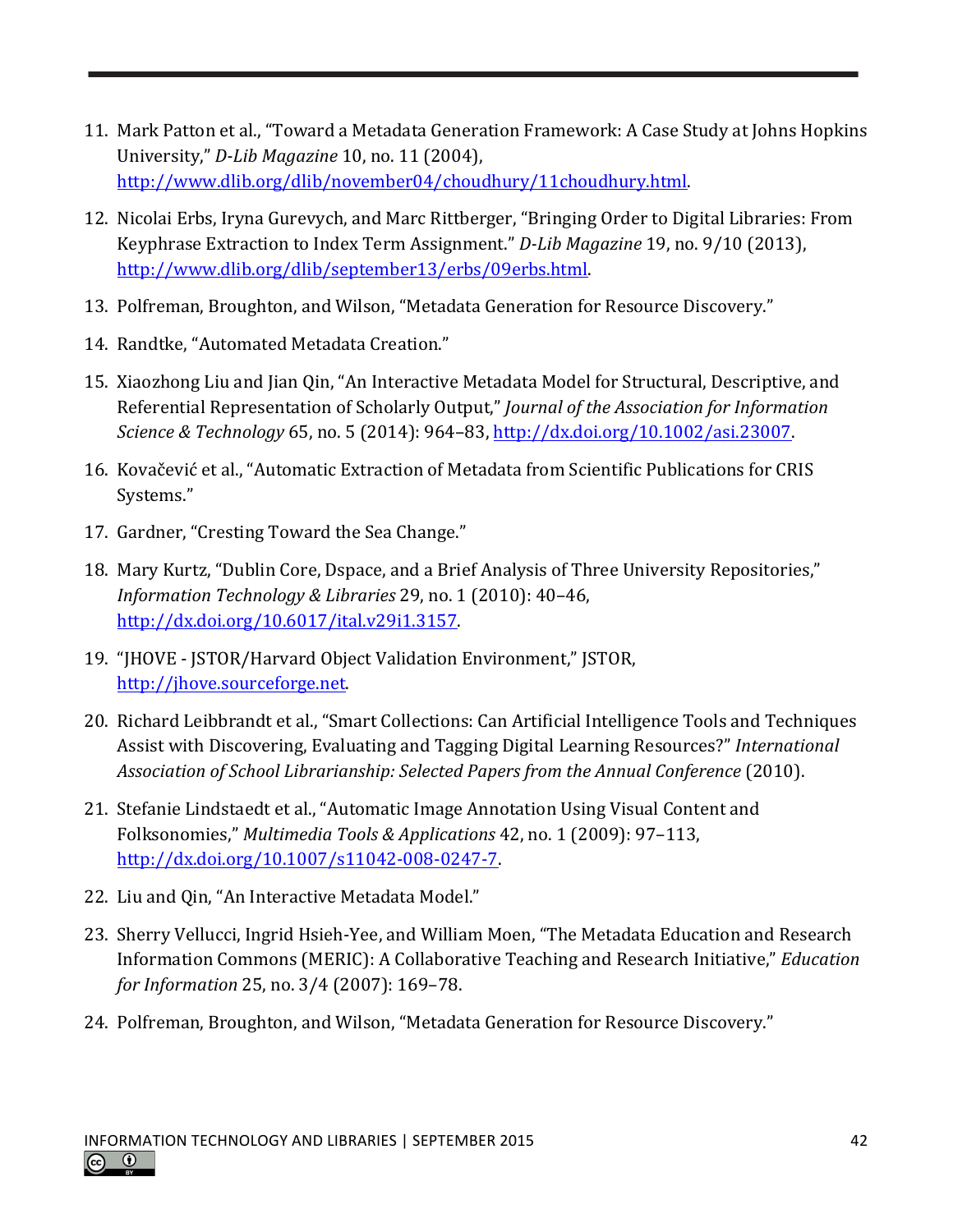11. Mark Patton et al., "Toward a Metadata Generation Framework: A Case Study at Johns Hopkins University," *D-Lib Magazine* 10, no. 11 (2004), http://www.dlib.org/dlib/november04/choudhury/11choudhury.html.

12. Nicolai Erbs, Iryna Gurevych, and Marc Rittberger, "Bringing Order to Digital Libraries: From Keyphrase Extraction to Index Term Assignment." *D-Lib Magazine* 19, no. 9/10 (2013), http://www.dlib.org/dlib/september13/erbs/09erbs.html.

13. Polfreman, Broughton, and Wilson, "Metadata Generation for Resource Discovery."

14. Randtke, "Automated Metadata Creation."

15. Xiaozhong Liu and Jian Qin, "An Interactive Metadata Model for Structural, Descriptive, and Referential Representation of Scholarly Output," *Journal of the Association for Information Science & Technology* 65, no. 5 (2014): 964–83, http://dx.doi.org/10.1002/asi.23007.

16. Kovačević et al., "Automatic Extraction of Metadata from Scientific Publications for CRIS Systems."

17. Gardner, "Cresting Toward the Sea Change."

18. Mary Kurtz, "Dublin Core, Dspace, and a Brief Analysis of Three University Repositories," *Information Technology & Libraries* 29, no. 1 (2010): 40–46, http://dx.doi.org/10.6017/ital.v29i1.3157.

19. "JHOVE - JSTOR/Harvard Object Validation Environment," JSTOR, http://jhove.sourceforge.net.

20. Richard Leibbrandt et al., "Smart Collections: Can Artificial Intelligence Tools and Techniques Assist with Discovering, Evaluating and Tagging Digital Learning Resources?" *International Association of School Librarianship: Selected Papers from the Annual Conference* (2010).

21. Stefanie Lindstaedt et al., "Automatic Image Annotation Using Visual Content and Folksonomies," *Multimedia Tools & Applications* 42, no. 1 (2009): 97–113, http://dx.doi.org/10.1007/s11042-008-0247-7.

22. Liu and Qin, "An Interactive Metadata Model."

23. Sherry Vellucci, Ingrid Hsieh-Yee, and William Moen, "The Metadata Education and Research Information Commons (MERIC): A Collaborative Teaching and Research Initiative," *Education for Information* 25, no. 3/4 (2007): 169–78.

24. Polfreman, Broughton, and Wilson, "Metadata Generation for Resource Discovery."